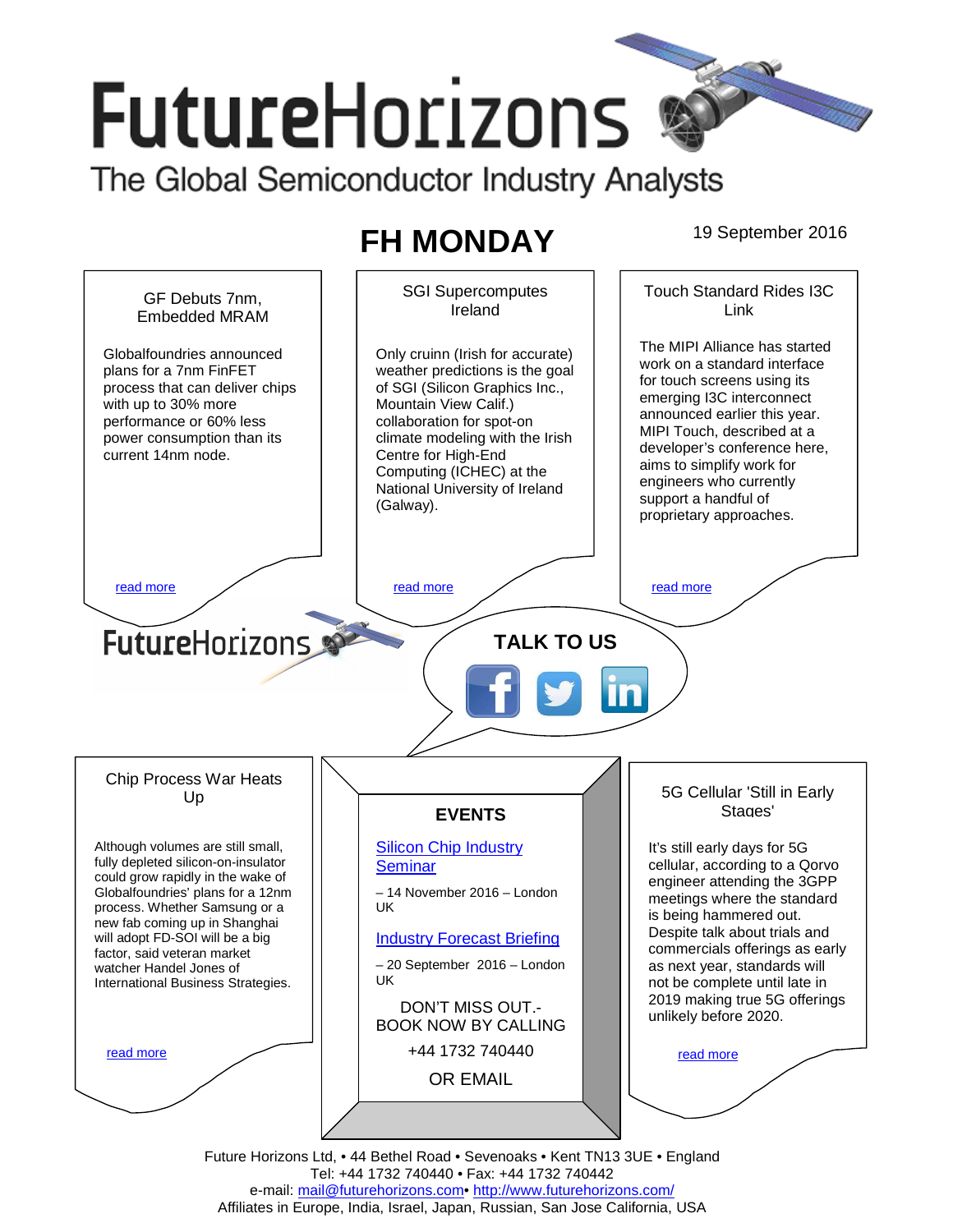# FutureHorizons

The Global Semiconductor Industry Analysts

## FH MONDAY

19 September 2016

### GF Debuts 7nm, Embedded MRAM

Globalfoundries announced plans for a 7nm FinFET process that can deliver chips with up to 30% more performance or 60% less power consumption than its current 14nm node.

read more

### SGI Supercomputes Ireland

Only cruinn (Irish for accurate) weather predictions is the goal of SGI (Silicon Graphics Inc., Mountain View Calif.) collaboration for spot-on climate modeling with the Irish Centre for High-End Computing (ICHEC) at the National University of Ireland (Galway).

read more

### Touch Standard Rides I3C Link

The MIPI Alliance has started work on a standard interface for touch screens using its emerging I3C interconnect announced earlier this year. MIPI Touch, described at a developer's conference here, aims to simplify work for engineers who currently support a handful of proprietary approaches.

read more

FutureHorizons

**TALK TO US**

### Chip Process War Heats Up

Although volumes are still small, fully depleted silicon-on-insulator could grow rapidly in the wake of Globalfoundries' plans for a 12nm process. Whether Samsung or a new fab coming up in Shanghai will adopt FD-SOI will be a big factor, said veteran market watcher Handel Jones of International Business Strategies.

read more

### EVENTS

Silicon Chip Industry Seminar

– 14 November 2016 – London UK

Industry Forecast Briefing

– 20 September 2016 – London UK

DON'T MISS OUT.- BOOK NOW BY CALLING

+44 1732 740440

OR EMAIL

### 5G Cellular 'Still in Early Stages'

It's still early days for 5G cellular, according to a Qorvo engineer attending the 3GPP meetings where the standard is being hammered out. Despite talk about trials and commercials offerings as early as next year, standards will not be complete until late in 2019 making true 5G offerings unlikely before 2020.

read more

Future Horizons Ltd, • 44 Bethel Road • Sevenoaks • Kent TN13 3UE • England
Tel: +44 1732 740440 • Fax: +44 1732 740442
e-mail: mail@futurehorizons.com• http://www.futurehorizons.com/
Affiliates in Europe, India, Israel, Japan, Russian, San Jose California, USA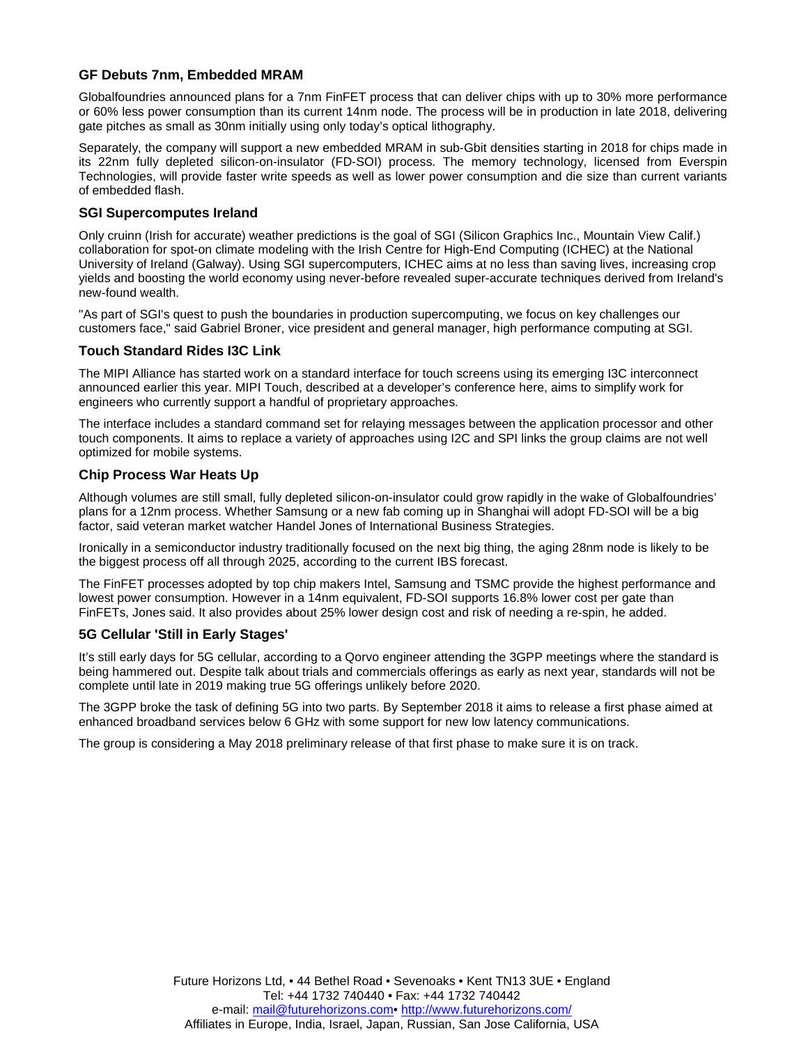### GF Debuts 7nm, Embedded MRAM

Globalfoundries announced plans for a 7nm FinFET process that can deliver chips with up to 30% more performance or 60% less power consumption than its current 14nm node. The process will be in production in late 2018, delivering gate pitches as small as 30nm initially using only today's optical lithography.

Separately, the company will support a new embedded MRAM in sub-Gbit densities starting in 2018 for chips made in its 22nm fully depleted silicon-on-insulator (FD-SOI) process. The memory technology, licensed from Everspin Technologies, will provide faster write speeds as well as lower power consumption and die size than current variants of embedded flash.

### SGI Supercomputes Ireland

Only cruinn (Irish for accurate) weather predictions is the goal of SGI (Silicon Graphics Inc., Mountain View Calif.) collaboration for spot-on climate modeling with the Irish Centre for High-End Computing (ICHEC) at the National University of Ireland (Galway). Using SGI supercomputers, ICHEC aims at no less than saving lives, increasing crop yields and boosting the world economy using never-before revealed super-accurate techniques derived from Ireland's new-found wealth.

"As part of SGI's quest to push the boundaries in production supercomputing, we focus on key challenges our customers face," said Gabriel Broner, vice president and general manager, high performance computing at SGI.

### Touch Standard Rides I3C Link

The MIPI Alliance has started work on a standard interface for touch screens using its emerging I3C interconnect announced earlier this year. MIPI Touch, described at a developer's conference here, aims to simplify work for engineers who currently support a handful of proprietary approaches.

The interface includes a standard command set for relaying messages between the application processor and other touch components. It aims to replace a variety of approaches using I2C and SPI links the group claims are not well optimized for mobile systems.

### Chip Process War Heats Up

Although volumes are still small, fully depleted silicon-on-insulator could grow rapidly in the wake of Globalfoundries' plans for a 12nm process. Whether Samsung or a new fab coming up in Shanghai will adopt FD-SOI will be a big factor, said veteran market watcher Handel Jones of International Business Strategies.

Ironically in a semiconductor industry traditionally focused on the next big thing, the aging 28nm node is likely to be the biggest process off all through 2025, according to the current IBS forecast.

The FinFET processes adopted by top chip makers Intel, Samsung and TSMC provide the highest performance and lowest power consumption. However in a 14nm equivalent, FD-SOI supports 16.8% lower cost per gate than FinFETs, Jones said. It also provides about 25% lower design cost and risk of needing a re-spin, he added.

### 5G Cellular 'Still in Early Stages'

It's still early days for 5G cellular, according to a Qorvo engineer attending the 3GPP meetings where the standard is being hammered out. Despite talk about trials and commercials offerings as early as next year, standards will not be complete until late in 2019 making true 5G offerings unlikely before 2020.

The 3GPP broke the task of defining 5G into two parts. By September 2018 it aims to release a first phase aimed at enhanced broadband services below 6 GHz with some support for new low latency communications.

The group is considering a May 2018 preliminary release of that first phase to make sure it is on track.

Future Horizons Ltd, • 44 Bethel Road • Sevenoaks • Kent TN13 3UE • England
Tel: +44 1732 740440 • Fax: +44 1732 740442
e-mail: mail@futurehorizons.com• http://www.futurehorizons.com/
Affiliates in Europe, India, Israel, Japan, Russian, San Jose California, USA